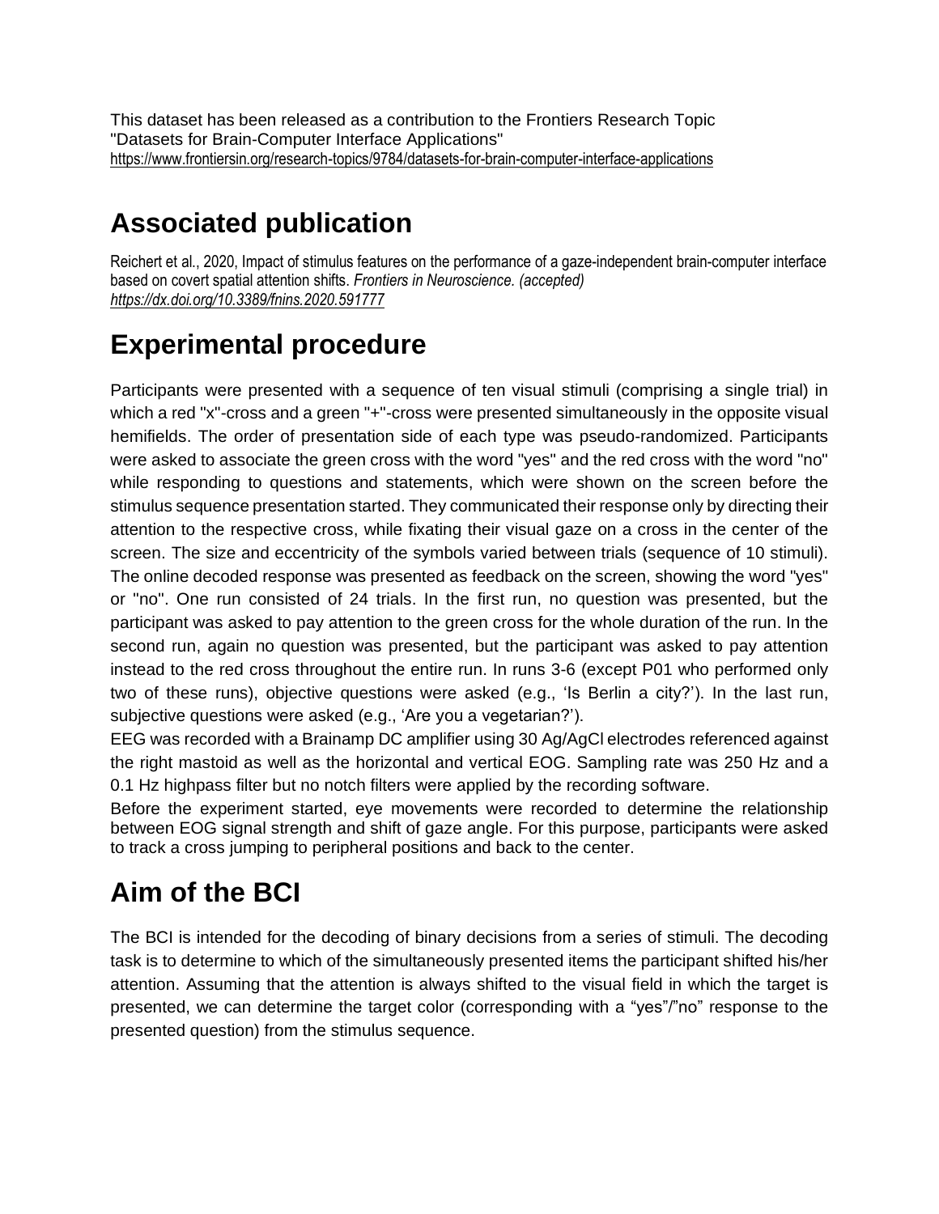This dataset has been released as a contribution to the Frontiers Research Topic "Datasets for Brain-Computer Interface Applications"
https://www.frontiersin.org/research-topics/9784/datasets-for-brain-computer-interface-applications

# Associated publication

Reichert et al., 2020, Impact of stimulus features on the performance of a gaze-independent brain-computer interface based on covert spatial attention shifts. *Frontiers in Neuroscience. (accepted)*
*https://dx.doi.org/10.3389/fnins.2020.591777*

# Experimental procedure

Participants were presented with a sequence of ten visual stimuli (comprising a single trial) in which a red "x"-cross and a green "+"-cross were presented simultaneously in the opposite visual hemifields. The order of presentation side of each type was pseudo-randomized. Participants were asked to associate the green cross with the word "yes" and the red cross with the word "no" while responding to questions and statements, which were shown on the screen before the stimulus sequence presentation started. They communicated their response only by directing their attention to the respective cross, while fixating their visual gaze on a cross in the center of the screen. The size and eccentricity of the symbols varied between trials (sequence of 10 stimuli). The online decoded response was presented as feedback on the screen, showing the word "yes" or "no". One run consisted of 24 trials. In the first run, no question was presented, but the participant was asked to pay attention to the green cross for the whole duration of the run. In the second run, again no question was presented, but the participant was asked to pay attention instead to the red cross throughout the entire run. In runs 3-6 (except P01 who performed only two of these runs), objective questions were asked (e.g., 'Is Berlin a city?'). In the last run, subjective questions were asked (e.g., 'Are you a vegetarian?').

EEG was recorded with a Brainamp DC amplifier using 30 Ag/AgCl electrodes referenced against the right mastoid as well as the horizontal and vertical EOG. Sampling rate was 250 Hz and a 0.1 Hz highpass filter but no notch filters were applied by the recording software.

Before the experiment started, eye movements were recorded to determine the relationship between EOG signal strength and shift of gaze angle. For this purpose, participants were asked to track a cross jumping to peripheral positions and back to the center.

# Aim of the BCI

The BCI is intended for the decoding of binary decisions from a series of stimuli. The decoding task is to determine to which of the simultaneously presented items the participant shifted his/her attention. Assuming that the attention is always shifted to the visual field in which the target is presented, we can determine the target color (corresponding with a "yes"/"no" response to the presented question) from the stimulus sequence.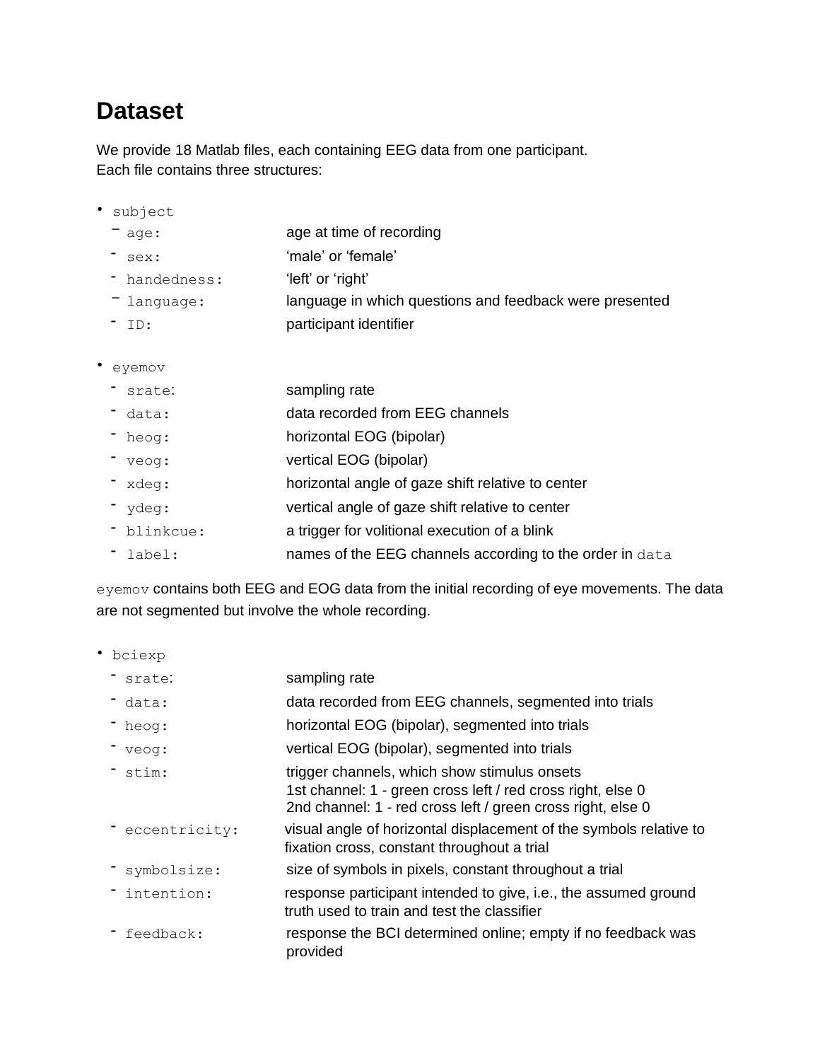# Dataset

We provide 18 Matlab files, each containing EEG data from one participant.
Each file contains three structures:

- `subject`
  - `age`: age at time of recording
  - `sex`: 'male' or 'female'
  - `handedness`: 'left' or 'right'
  - `language`: language in which questions and feedback were presented
  - `ID`: participant identifier

- `eyemov`
  - `srate`: sampling rate
  - `data`: data recorded from EEG channels
  - `heog`: horizontal EOG (bipolar)
  - `veog`: vertical EOG (bipolar)
  - `xdeg`: horizontal angle of gaze shift relative to center
  - `ydeg`: vertical angle of gaze shift relative to center
  - `blinkcue`: a trigger for volitional execution of a blink
  - `label`: names of the EEG channels according to the order in `data`

`eyemov` contains both EEG and EOG data from the initial recording of eye movements. The data are not segmented but involve the whole recording.

- `bciexp`
  - `srate`: sampling rate
  - `data`: data recorded from EEG channels, segmented into trials
  - `heog`: horizontal EOG (bipolar), segmented into trials
  - `veog`: vertical EOG (bipolar), segmented into trials
  - `stim`: trigger channels, which show stimulus onsets
    1st channel: 1 - green cross left / red cross right, else 0
    2nd channel: 1 - red cross left / green cross right, else 0
  - `eccentricity`: visual angle of horizontal displacement of the symbols relative to fixation cross, constant throughout a trial
  - `symbolsize`: size of symbols in pixels, constant throughout a trial
  - `intention`: response participant intended to give, i.e., the assumed ground truth used to train and test the classifier
  - `feedback`: response the BCI determined online; empty if no feedback was provided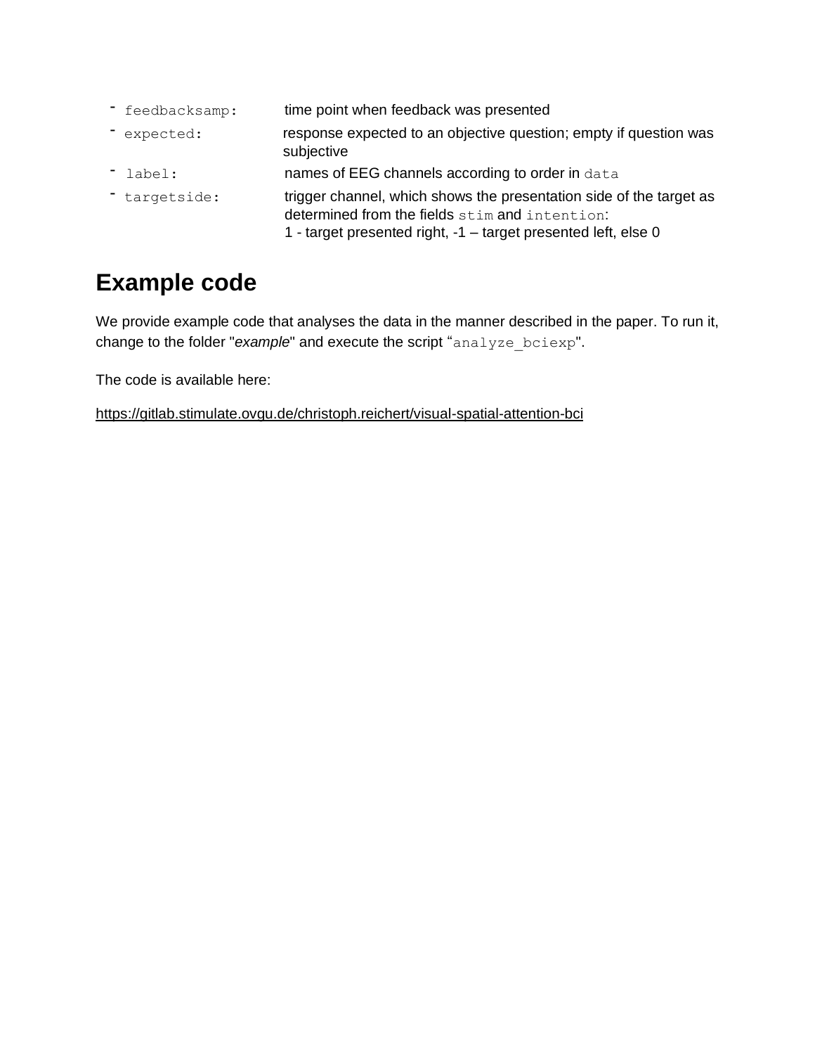- `feedbacksamp:` time point when feedback was presented
- `expected:` response expected to an objective question; empty if question was subjective
- `label:` names of EEG channels according to order in `data`
- `targetside:` trigger channel, which shows the presentation side of the target as determined from the fields `stim` and `intention`:
  1 - target presented right, -1 – target presented left, else 0

# Example code

We provide example code that analyses the data in the manner described in the paper. To run it, change to the folder "*example*" and execute the script "`analyze_bciexp`".

The code is available here:

https://gitlab.stimulate.ovgu.de/christoph.reichert/visual-spatial-attention-bci